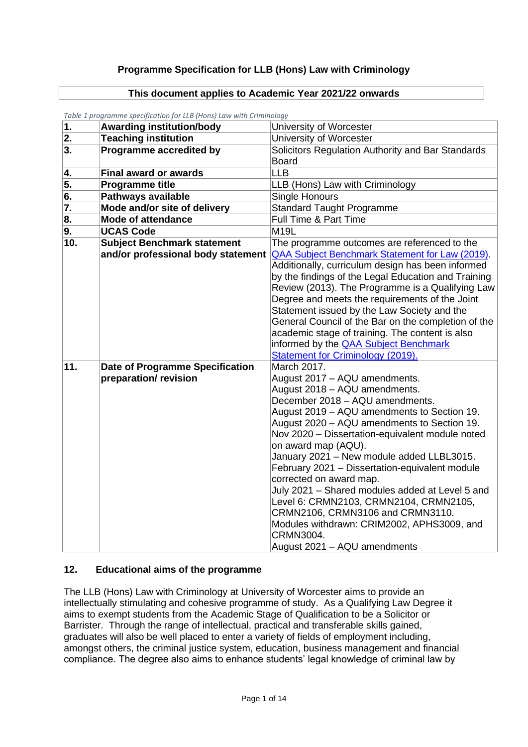# Programme Specification for LLB (Hons) Law with Criminology

**This document applies to Academic Year 2021/22 onwards**

*Table 1 programme specification for LLB (Hons) Law with Criminology*

| | | |
|---|---|---|
| **1.** | **Awarding institution/body** | University of Worcester |
| **2.** | **Teaching institution** | University of Worcester |
| **3.** | **Programme accredited by** | Solicitors Regulation Authority and Bar Standards Board |
| **4.** | **Final award or awards** | LLB |
| **5.** | **Programme title** | LLB (Hons) Law with Criminology |
| **6.** | **Pathways available** | Single Honours |
| **7.** | **Mode and/or site of delivery** | Standard Taught Programme |
| **8.** | **Mode of attendance** | Full Time & Part Time |
| **9.** | **UCAS Code** | M19L |
| **10.** | **Subject Benchmark statement and/or professional body statement** | The programme outcomes are referenced to the QAA Subject Benchmark Statement for Law (2019). Additionally, curriculum design has been informed by the findings of the Legal Education and Training Review (2013). The Programme is a Qualifying Law Degree and meets the requirements of the Joint Statement issued by the Law Society and the General Council of the Bar on the completion of the academic stage of training. The content is also informed by the QAA Subject Benchmark Statement for Criminology (2019). |
| **11.** | **Date of Programme Specification preparation/ revision** | March 2017.<br>August 2017 – AQU amendments.<br>August 2018 – AQU amendments.<br>December 2018 – AQU amendments.<br>August 2019 – AQU amendments to Section 19.<br>August 2020 – AQU amendments to Section 19.<br>Nov 2020 – Dissertation-equivalent module noted on award map (AQU).<br>January 2021 – New module added LLBL3015.<br>February 2021 – Dissertation-equivalent module corrected on award map.<br>July 2021 – Shared modules added at Level 5 and Level 6: CRMN2103, CRMN2104, CRMN2105, CRMN2106, CRMN3106 and CRMN3110. Modules withdrawn: CRIM2002, APHS3009, and CRMN3004.<br>August 2021 – AQU amendments |

## 12. Educational aims of the programme

The LLB (Hons) Law with Criminology at University of Worcester aims to provide an intellectually stimulating and cohesive programme of study. As a Qualifying Law Degree it aims to exempt students from the Academic Stage of Qualification to be a Solicitor or Barrister. Through the range of intellectual, practical and transferable skills gained, graduates will also be well placed to enter a variety of fields of employment including, amongst others, the criminal justice system, education, business management and financial compliance. The degree also aims to enhance students' legal knowledge of criminal law by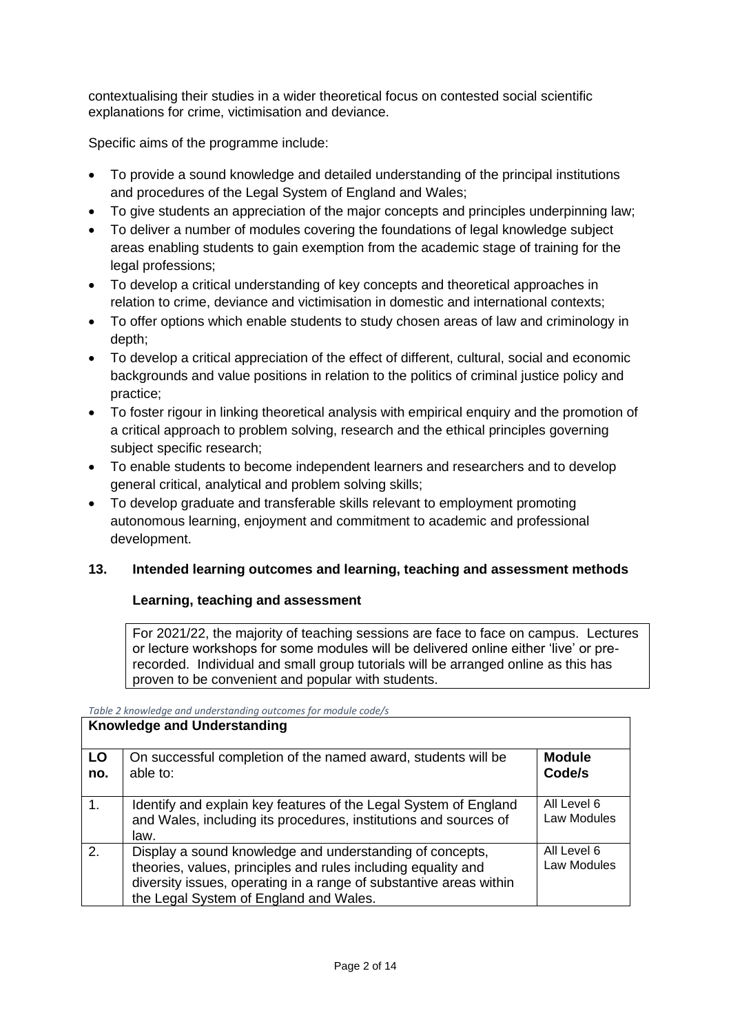contextualising their studies in a wider theoretical focus on contested social scientific explanations for crime, victimisation and deviance.

Specific aims of the programme include:

- To provide a sound knowledge and detailed understanding of the principal institutions and procedures of the Legal System of England and Wales;
- To give students an appreciation of the major concepts and principles underpinning law;
- To deliver a number of modules covering the foundations of legal knowledge subject areas enabling students to gain exemption from the academic stage of training for the legal professions;
- To develop a critical understanding of key concepts and theoretical approaches in relation to crime, deviance and victimisation in domestic and international contexts;
- To offer options which enable students to study chosen areas of law and criminology in depth;
- To develop a critical appreciation of the effect of different, cultural, social and economic backgrounds and value positions in relation to the politics of criminal justice policy and practice;
- To foster rigour in linking theoretical analysis with empirical enquiry and the promotion of a critical approach to problem solving, research and the ethical principles governing subject specific research;
- To enable students to become independent learners and researchers and to develop general critical, analytical and problem solving skills;
- To develop graduate and transferable skills relevant to employment promoting autonomous learning, enjoyment and commitment to academic and professional development.

## 13. Intended learning outcomes and learning, teaching and assessment methods

### Learning, teaching and assessment

For 2021/22, the majority of teaching sessions are face to face on campus. Lectures or lecture workshops for some modules will be delivered online either 'live' or pre-recorded. Individual and small group tutorials will be arranged online as this has proven to be convenient and popular with students.

*Table 2 knowledge and understanding outcomes for module code/s*

| **Knowledge and Understanding** | | |
|---|---|---|
| **LO no.** | On successful completion of the named award, students will be able to: | **Module Code/s** |
| 1. | Identify and explain key features of the Legal System of England and Wales, including its procedures, institutions and sources of law. | All Level 6 Law Modules |
| 2. | Display a sound knowledge and understanding of concepts, theories, values, principles and rules including equality and diversity issues, operating in a range of substantive areas within the Legal System of England and Wales. | All Level 6 Law Modules |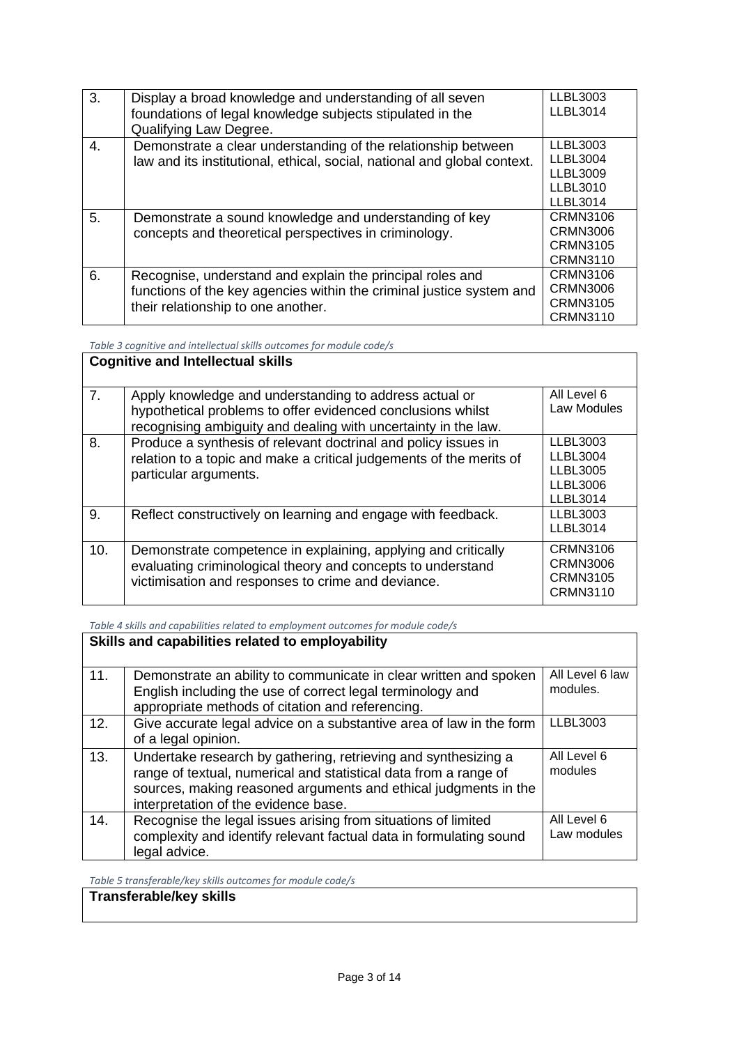| 3. | Display a broad knowledge and understanding of all seven foundations of legal knowledge subjects stipulated in the Qualifying Law Degree. | LLBL3003<br>LLBL3014 |
|---|---|---|
| 4. | Demonstrate a clear understanding of the relationship between law and its institutional, ethical, social, national and global context. | LLBL3003<br>LLBL3004<br>LLBL3009<br>LLBL3010<br>LLBL3014 |
| 5. | Demonstrate a sound knowledge and understanding of key concepts and theoretical perspectives in criminology. | CRMN3106<br>CRMN3006<br>CRMN3105<br>CRMN3110 |
| 6. | Recognise, understand and explain the principal roles and functions of the key agencies within the criminal justice system and their relationship to one another. | CRMN3106<br>CRMN3006<br>CRMN3105<br>CRMN3110 |

*Table 3 cognitive and intellectual skills outcomes for module code/s*

| **Cognitive and Intellectual skills** | | |
|---|---|---|
| 7. | Apply knowledge and understanding to address actual or hypothetical problems to offer evidenced conclusions whilst recognising ambiguity and dealing with uncertainty in the law. | All Level 6 Law Modules |
| 8. | Produce a synthesis of relevant doctrinal and policy issues in relation to a topic and make a critical judgements of the merits of particular arguments. | LLBL3003<br>LLBL3004<br>LLBL3005<br>LLBL3006<br>LLBL3014 |
| 9. | Reflect constructively on learning and engage with feedback. | LLBL3003<br>LLBL3014 |
| 10. | Demonstrate competence in explaining, applying and critically evaluating criminological theory and concepts to understand victimisation and responses to crime and deviance. | CRMN3106<br>CRMN3006<br>CRMN3105<br>CRMN3110 |

*Table 4 skills and capabilities related to employment outcomes for module code/s*

| **Skills and capabilities related to employability** | | |
|---|---|---|
| 11. | Demonstrate an ability to communicate in clear written and spoken English including the use of correct legal terminology and appropriate methods of citation and referencing. | All Level 6 law modules. |
| 12. | Give accurate legal advice on a substantive area of law in the form of a legal opinion. | LLBL3003 |
| 13. | Undertake research by gathering, retrieving and synthesizing a range of textual, numerical and statistical data from a range of sources, making reasoned arguments and ethical judgments in the interpretation of the evidence base. | All Level 6 modules |
| 14. | Recognise the legal issues arising from situations of limited complexity and identify relevant factual data in formulating sound legal advice. | All Level 6 Law modules |

*Table 5 transferable/key skills outcomes for module code/s*

| **Transferable/key skills** |
|---|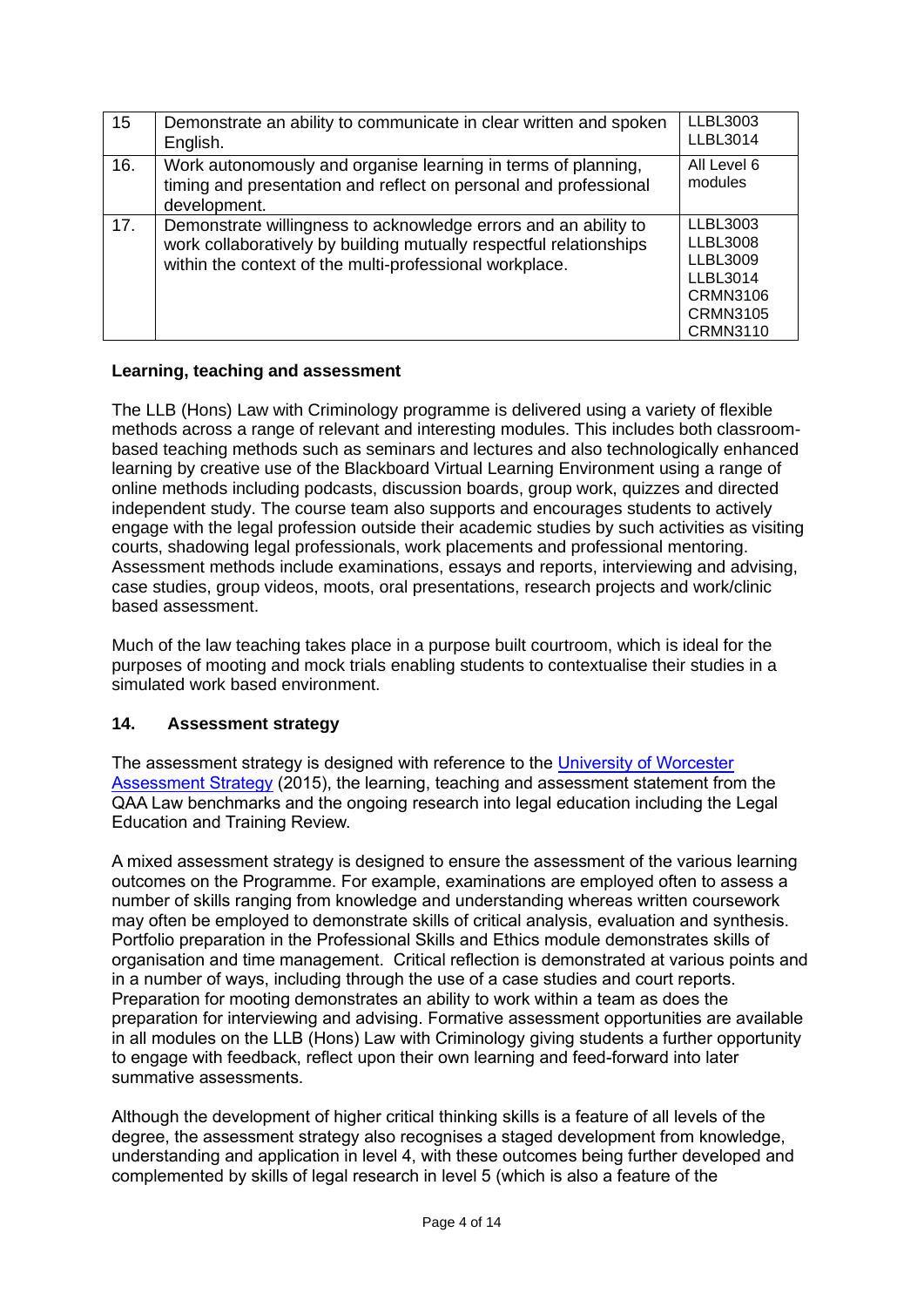| 15 | Demonstrate an ability to communicate in clear written and spoken English. | LLBL3003<br>LLBL3014 |
|---|---|---|
| 16. | Work autonomously and organise learning in terms of planning, timing and presentation and reflect on personal and professional development. | All Level 6 modules |
| 17. | Demonstrate willingness to acknowledge errors and an ability to work collaboratively by building mutually respectful relationships within the context of the multi-professional workplace. | LLBL3003<br>LLBL3008<br>LLBL3009<br>LLBL3014<br>CRMN3106<br>CRMN3105<br>CRMN3110 |

**Learning, teaching and assessment**

The LLB (Hons) Law with Criminology programme is delivered using a variety of flexible methods across a range of relevant and interesting modules. This includes both classroom-based teaching methods such as seminars and lectures and also technologically enhanced learning by creative use of the Blackboard Virtual Learning Environment using a range of online methods including podcasts, discussion boards, group work, quizzes and directed independent study. The course team also supports and encourages students to actively engage with the legal profession outside their academic studies by such activities as visiting courts, shadowing legal professionals, work placements and professional mentoring. Assessment methods include examinations, essays and reports, interviewing and advising, case studies, group videos, moots, oral presentations, research projects and work/clinic based assessment.

Much of the law teaching takes place in a purpose built courtroom, which is ideal for the purposes of mooting and mock trials enabling students to contextualise their studies in a simulated work based environment.

## 14. Assessment strategy

The assessment strategy is designed with reference to the University of Worcester Assessment Strategy (2015), the learning, teaching and assessment statement from the QAA Law benchmarks and the ongoing research into legal education including the Legal Education and Training Review.

A mixed assessment strategy is designed to ensure the assessment of the various learning outcomes on the Programme. For example, examinations are employed often to assess a number of skills ranging from knowledge and understanding whereas written coursework may often be employed to demonstrate skills of critical analysis, evaluation and synthesis. Portfolio preparation in the Professional Skills and Ethics module demonstrates skills of organisation and time management. Critical reflection is demonstrated at various points and in a number of ways, including through the use of a case studies and court reports. Preparation for mooting demonstrates an ability to work within a team as does the preparation for interviewing and advising. Formative assessment opportunities are available in all modules on the LLB (Hons) Law with Criminology giving students a further opportunity to engage with feedback, reflect upon their own learning and feed-forward into later summative assessments.

Although the development of higher critical thinking skills is a feature of all levels of the degree, the assessment strategy also recognises a staged development from knowledge, understanding and application in level 4, with these outcomes being further developed and complemented by skills of legal research in level 5 (which is also a feature of the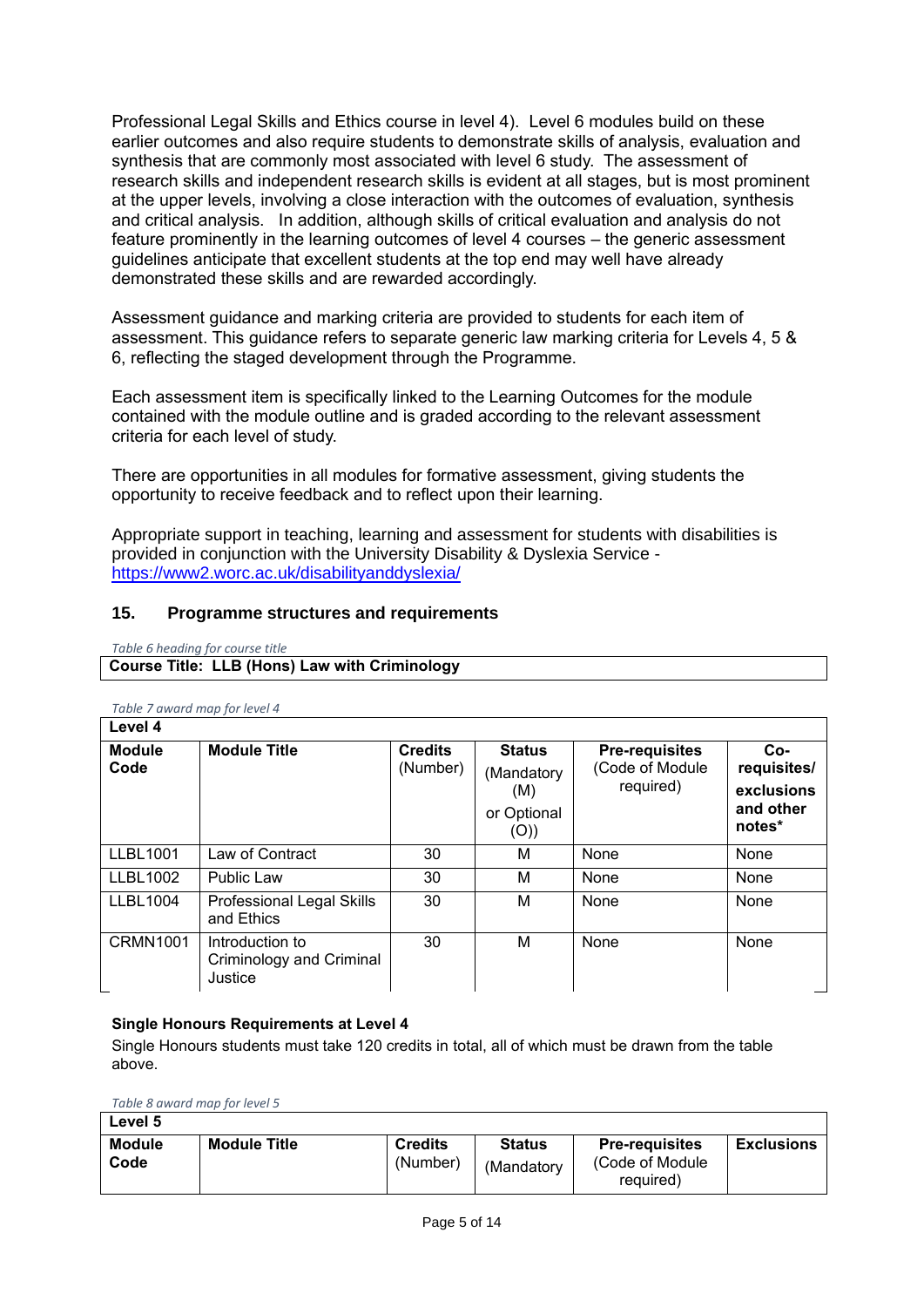Professional Legal Skills and Ethics course in level 4). Level 6 modules build on these earlier outcomes and also require students to demonstrate skills of analysis, evaluation and synthesis that are commonly most associated with level 6 study. The assessment of research skills and independent research skills is evident at all stages, but is most prominent at the upper levels, involving a close interaction with the outcomes of evaluation, synthesis and critical analysis. In addition, although skills of critical evaluation and analysis do not feature prominently in the learning outcomes of level 4 courses – the generic assessment guidelines anticipate that excellent students at the top end may well have already demonstrated these skills and are rewarded accordingly.

Assessment guidance and marking criteria are provided to students for each item of assessment. This guidance refers to separate generic law marking criteria for Levels 4, 5 & 6, reflecting the staged development through the Programme.

Each assessment item is specifically linked to the Learning Outcomes for the module contained with the module outline and is graded according to the relevant assessment criteria for each level of study.

There are opportunities in all modules for formative assessment, giving students the opportunity to receive feedback and to reflect upon their learning.

Appropriate support in teaching, learning and assessment for students with disabilities is provided in conjunction with the University Disability & Dyslexia Service - https://www2.worc.ac.uk/disabilityanddyslexia/

## 15. Programme structures and requirements

*Table 6 heading for course title*

| **Course Title: LLB (Hons) Law with Criminology** |
|---|

*Table 7 award map for level 4*

| **Level 4** | | | | | |
|---|---|---|---|---|---|
| **Module Code** | **Module Title** | **Credits** (Number) | **Status** (Mandatory (M) or Optional (O)) | **Pre-requisites** (Code of Module required) | **Co-requisites/ exclusions and other notes*** |
| LLBL1001 | Law of Contract | 30 | M | None | None |
| LLBL1002 | Public Law | 30 | M | None | None |
| LLBL1004 | Professional Legal Skills and Ethics | 30 | M | None | None |
| CRMN1001 | Introduction to Criminology and Criminal Justice | 30 | M | None | None |

**Single Honours Requirements at Level 4**

Single Honours students must take 120 credits in total, all of which must be drawn from the table above.

*Table 8 award map for level 5*

| **Level 5** | | | | | |
|---|---|---|---|---|---|
| **Module Code** | **Module Title** | **Credits** (Number) | **Status** (Mandatory | **Pre-requisites** (Code of Module required) | **Exclusions** |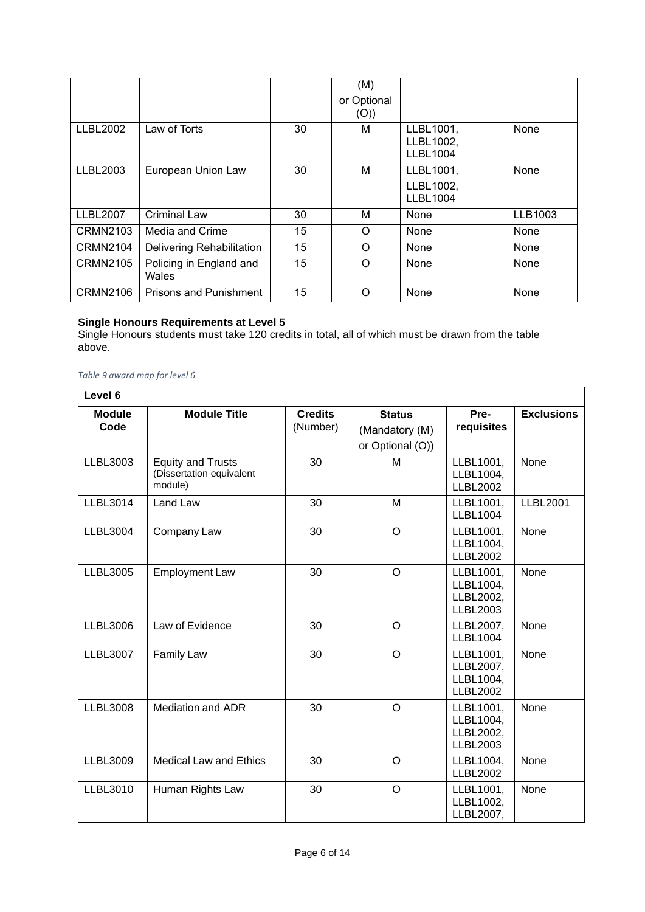| | | | (M) or Optional (O)) | | |
|---|---|---|---|---|---|
| LLBL2002 | Law of Torts | 30 | M | LLBL1001, LLBL1002, LLBL1004 | None |
| LLBL2003 | European Union Law | 30 | M | LLBL1001, LLBL1002, LLBL1004 | None |
| LLBL2007 | Criminal Law | 30 | M | None | LLB1003 |
| CRMN2103 | Media and Crime | 15 | O | None | None |
| CRMN2104 | Delivering Rehabilitation | 15 | O | None | None |
| CRMN2105 | Policing in England and Wales | 15 | O | None | None |
| CRMN2106 | Prisons and Punishment | 15 | O | None | None |

**Single Honours Requirements at Level 5**
Single Honours students must take 120 credits in total, all of which must be drawn from the table above.

*Table 9 award map for level 6*

| Level 6 | | | | | |
|---|---|---|---|---|---|
| **Module Code** | **Module Title** | **Credits** (Number) | **Status** (Mandatory (M) or Optional (O)) | **Pre-requisites** | **Exclusions** |
| LLBL3003 | Equity and Trusts (Dissertation equivalent module) | 30 | M | LLBL1001, LLBL1004, LLBL2002 | None |
| LLBL3014 | Land Law | 30 | M | LLBL1001, LLBL1004 | LLBL2001 |
| LLBL3004 | Company Law | 30 | O | LLBL1001, LLBL1004, LLBL2002 | None |
| LLBL3005 | Employment Law | 30 | O | LLBL1001, LLBL1004, LLBL2002, LLBL2003 | None |
| LLBL3006 | Law of Evidence | 30 | O | LLBL2007, LLBL1004 | None |
| LLBL3007 | Family Law | 30 | O | LLBL1001, LLBL2007, LLBL1004, LLBL2002 | None |
| LLBL3008 | Mediation and ADR | 30 | O | LLBL1001, LLBL1004, LLBL2002, LLBL2003 | None |
| LLBL3009 | Medical Law and Ethics | 30 | O | LLBL1004, LLBL2002 | None |
| LLBL3010 | Human Rights Law | 30 | O | LLBL1001, LLBL1002, LLBL2007, | None |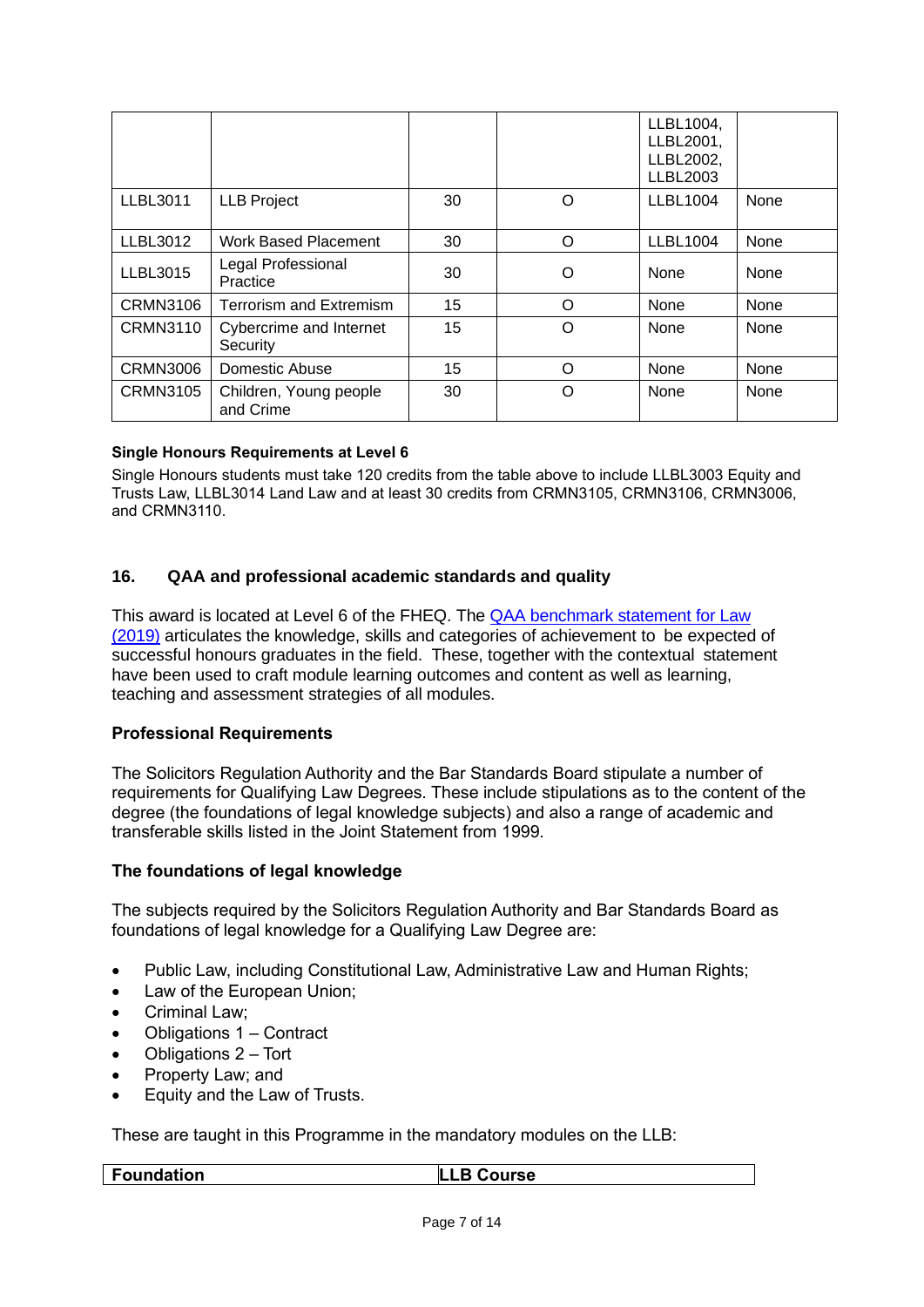| | | | | LLBL1004, LLBL2001, LLBL2002, LLBL2003 | |
|---|---|---|---|---|---|
| LLBL3011 | LLB Project | 30 | O | LLBL1004 | None |
| LLBL3012 | Work Based Placement | 30 | O | LLBL1004 | None |
| LLBL3015 | Legal Professional Practice | 30 | O | None | None |
| CRMN3106 | Terrorism and Extremism | 15 | O | None | None |
| CRMN3110 | Cybercrime and Internet Security | 15 | O | None | None |
| CRMN3006 | Domestic Abuse | 15 | O | None | None |
| CRMN3105 | Children, Young people and Crime | 30 | O | None | None |

**Single Honours Requirements at Level 6**

Single Honours students must take 120 credits from the table above to include LLBL3003 Equity and Trusts Law, LLBL3014 Land Law and at least 30 credits from CRMN3105, CRMN3106, CRMN3006, and CRMN3110.

## 16. QAA and professional academic standards and quality

This award is located at Level 6 of the FHEQ. The QAA benchmark statement for Law (2019) articulates the knowledge, skills and categories of achievement to be expected of successful honours graduates in the field. These, together with the contextual statement have been used to craft module learning outcomes and content as well as learning, teaching and assessment strategies of all modules.

### Professional Requirements

The Solicitors Regulation Authority and the Bar Standards Board stipulate a number of requirements for Qualifying Law Degrees. These include stipulations as to the content of the degree (the foundations of legal knowledge subjects) and also a range of academic and transferable skills listed in the Joint Statement from 1999.

### The foundations of legal knowledge

The subjects required by the Solicitors Regulation Authority and Bar Standards Board as foundations of legal knowledge for a Qualifying Law Degree are:

- Public Law, including Constitutional Law, Administrative Law and Human Rights;
- Law of the European Union;
- Criminal Law;
- Obligations 1 – Contract
- Obligations 2 – Tort
- Property Law; and
- Equity and the Law of Trusts.

These are taught in this Programme in the mandatory modules on the LLB:

| Foundation | LLB Course |
|---|---|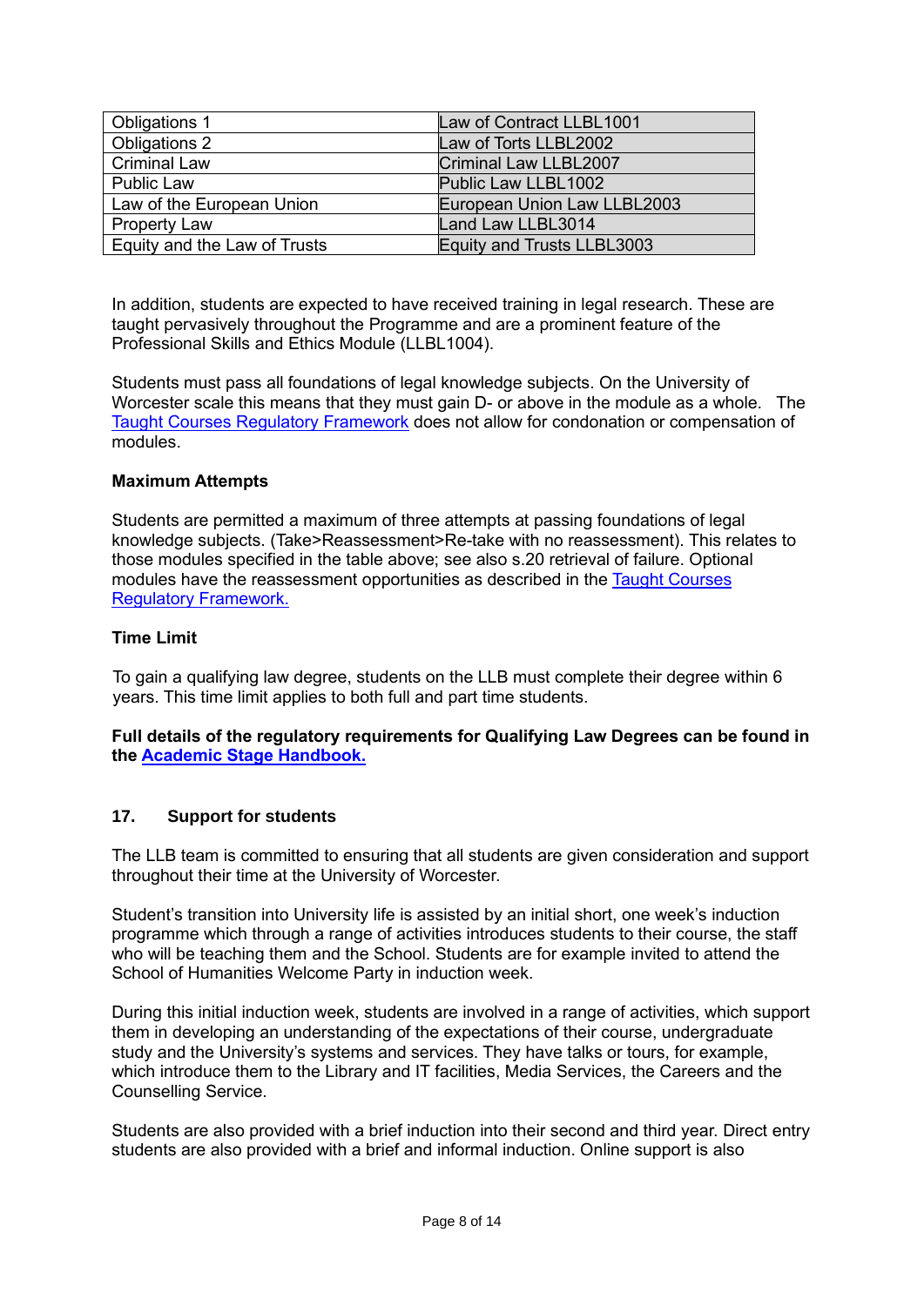| Obligations 1 | Law of Contract LLBL1001 |
|---|---|
| Obligations 2 | Law of Torts LLBL2002 |
| Criminal Law | Criminal Law LLBL2007 |
| Public Law | Public Law LLBL1002 |
| Law of the European Union | European Union Law LLBL2003 |
| Property Law | Land Law LLBL3014 |
| Equity and the Law of Trusts | Equity and Trusts LLBL3003 |

In addition, students are expected to have received training in legal research. These are taught pervasively throughout the Programme and are a prominent feature of the Professional Skills and Ethics Module (LLBL1004).

Students must pass all foundations of legal knowledge subjects. On the University of Worcester scale this means that they must gain D- or above in the module as a whole. The Taught Courses Regulatory Framework does not allow for condonation or compensation of modules.

**Maximum Attempts**

Students are permitted a maximum of three attempts at passing foundations of legal knowledge subjects. (Take>Reassessment>Re-take with no reassessment). This relates to those modules specified in the table above; see also s.20 retrieval of failure. Optional modules have the reassessment opportunities as described in the Taught Courses Regulatory Framework.

**Time Limit**

To gain a qualifying law degree, students on the LLB must complete their degree within 6 years. This time limit applies to both full and part time students.

**Full details of the regulatory requirements for Qualifying Law Degrees can be found in the Academic Stage Handbook.**

## 17. Support for students

The LLB team is committed to ensuring that all students are given consideration and support throughout their time at the University of Worcester.

Student's transition into University life is assisted by an initial short, one week's induction programme which through a range of activities introduces students to their course, the staff who will be teaching them and the School. Students are for example invited to attend the School of Humanities Welcome Party in induction week.

During this initial induction week, students are involved in a range of activities, which support them in developing an understanding of the expectations of their course, undergraduate study and the University's systems and services. They have talks or tours, for example, which introduce them to the Library and IT facilities, Media Services, the Careers and the Counselling Service.

Students are also provided with a brief induction into their second and third year. Direct entry students are also provided with a brief and informal induction. Online support is also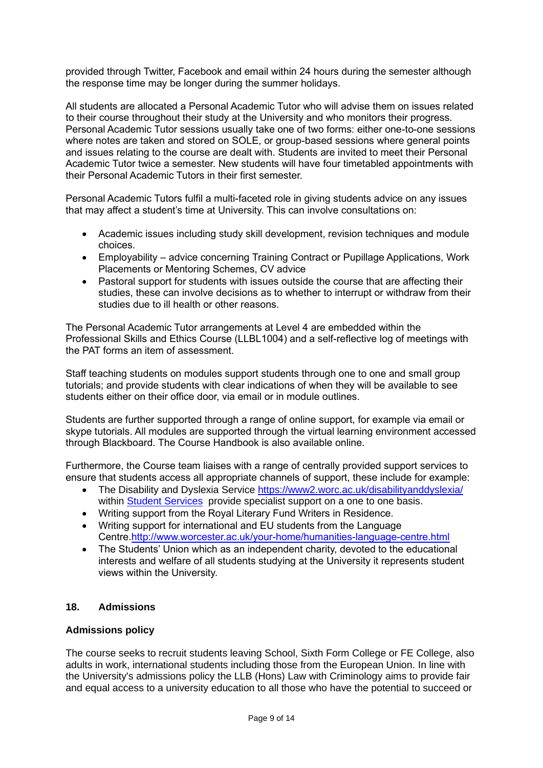provided through Twitter, Facebook and email within 24 hours during the semester although the response time may be longer during the summer holidays.

All students are allocated a Personal Academic Tutor who will advise them on issues related to their course throughout their study at the University and who monitors their progress. Personal Academic Tutor sessions usually take one of two forms: either one-to-one sessions where notes are taken and stored on SOLE, or group-based sessions where general points and issues relating to the course are dealt with. Students are invited to meet their Personal Academic Tutor twice a semester. New students will have four timetabled appointments with their Personal Academic Tutors in their first semester.

Personal Academic Tutors fulfil a multi-faceted role in giving students advice on any issues that may affect a student's time at University. This can involve consultations on:

- Academic issues including study skill development, revision techniques and module choices.
- Employability – advice concerning Training Contract or Pupillage Applications, Work Placements or Mentoring Schemes, CV advice
- Pastoral support for students with issues outside the course that are affecting their studies, these can involve decisions as to whether to interrupt or withdraw from their studies due to ill health or other reasons.

The Personal Academic Tutor arrangements at Level 4 are embedded within the Professional Skills and Ethics Course (LLBL1004) and a self-reflective log of meetings with the PAT forms an item of assessment.

Staff teaching students on modules support students through one to one and small group tutorials; and provide students with clear indications of when they will be available to see students either on their office door, via email or in module outlines.

Students are further supported through a range of online support, for example via email or skype tutorials. All modules are supported through the virtual learning environment accessed through Blackboard. The Course Handbook is also available online.

Furthermore, the Course team liaises with a range of centrally provided support services to ensure that students access all appropriate channels of support, these include for example:

- The Disability and Dyslexia Service https://www2.worc.ac.uk/disabilityanddyslexia/ within Student Services provide specialist support on a one to one basis.
- Writing support from the Royal Literary Fund Writers in Residence.
- Writing support for international and EU students from the Language Centre.http://www.worcester.ac.uk/your-home/humanities-language-centre.html
- The Students' Union which as an independent charity, devoted to the educational interests and welfare of all students studying at the University it represents student views within the University.

## 18. Admissions

### Admissions policy

The course seeks to recruit students leaving School, Sixth Form College or FE College, also adults in work, international students including those from the European Union. In line with the University's admissions policy the LLB (Hons) Law with Criminology aims to provide fair and equal access to a university education to all those who have the potential to succeed or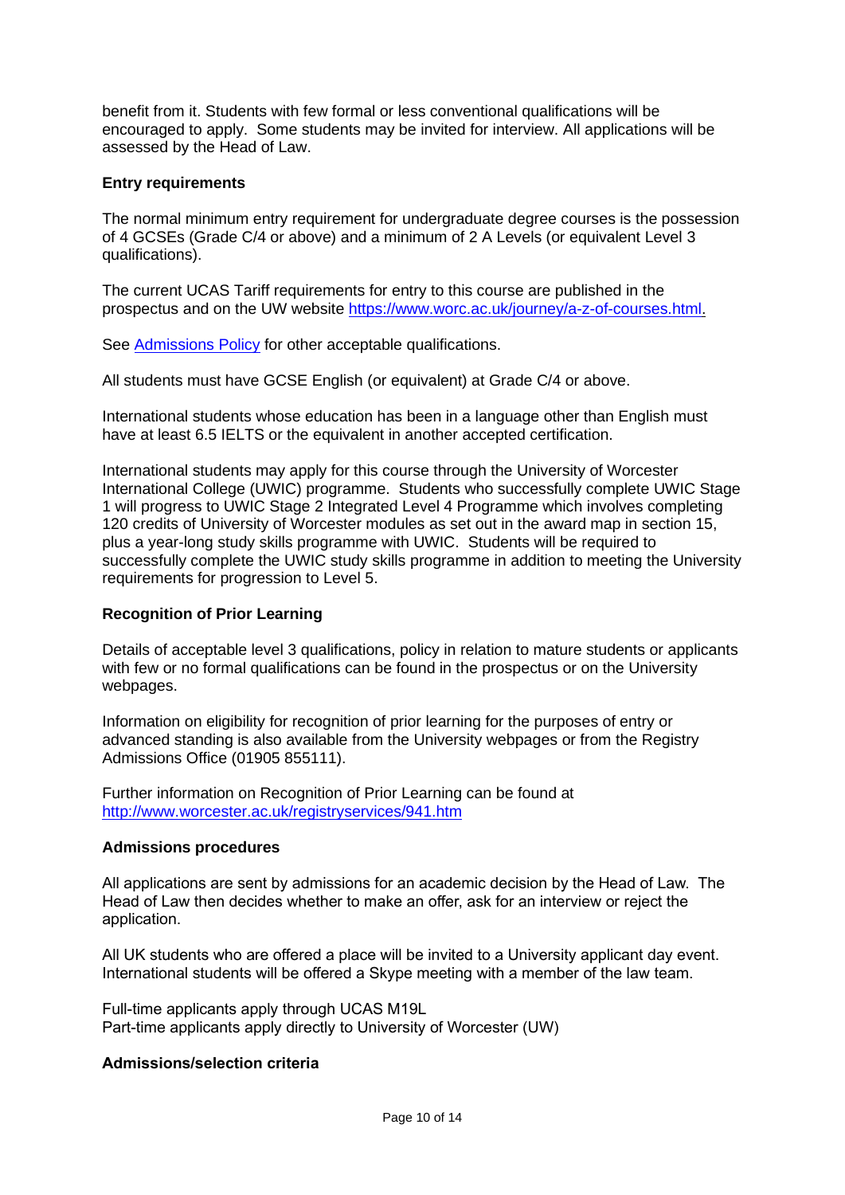benefit from it. Students with few formal or less conventional qualifications will be encouraged to apply. Some students may be invited for interview. All applications will be assessed by the Head of Law.

**Entry requirements**

The normal minimum entry requirement for undergraduate degree courses is the possession of 4 GCSEs (Grade C/4 or above) and a minimum of 2 A Levels (or equivalent Level 3 qualifications).

The current UCAS Tariff requirements for entry to this course are published in the prospectus and on the UW website [https://www.worc.ac.uk/journey/a-z-of-courses.html.](https://www.worc.ac.uk/journey/a-z-of-courses.html)

See [Admissions Policy]() for other acceptable qualifications.

All students must have GCSE English (or equivalent) at Grade C/4 or above.

International students whose education has been in a language other than English must have at least 6.5 IELTS or the equivalent in another accepted certification.

International students may apply for this course through the University of Worcester International College (UWIC) programme. Students who successfully complete UWIC Stage 1 will progress to UWIC Stage 2 Integrated Level 4 Programme which involves completing 120 credits of University of Worcester modules as set out in the award map in section 15, plus a year-long study skills programme with UWIC. Students will be required to successfully complete the UWIC study skills programme in addition to meeting the University requirements for progression to Level 5.

**Recognition of Prior Learning**

Details of acceptable level 3 qualifications, policy in relation to mature students or applicants with few or no formal qualifications can be found in the prospectus or on the University webpages.

Information on eligibility for recognition of prior learning for the purposes of entry or advanced standing is also available from the University webpages or from the Registry Admissions Office (01905 855111).

Further information on Recognition of Prior Learning can be found at [http://www.worcester.ac.uk/registryservices/941.htm](http://www.worcester.ac.uk/registryservices/941.htm)

**Admissions procedures**

All applications are sent by admissions for an academic decision by the Head of Law. The Head of Law then decides whether to make an offer, ask for an interview or reject the application.

All UK students who are offered a place will be invited to a University applicant day event. International students will be offered a Skype meeting with a member of the law team.

Full-time applicants apply through UCAS M19L
Part-time applicants apply directly to University of Worcester (UW)

**Admissions/selection criteria**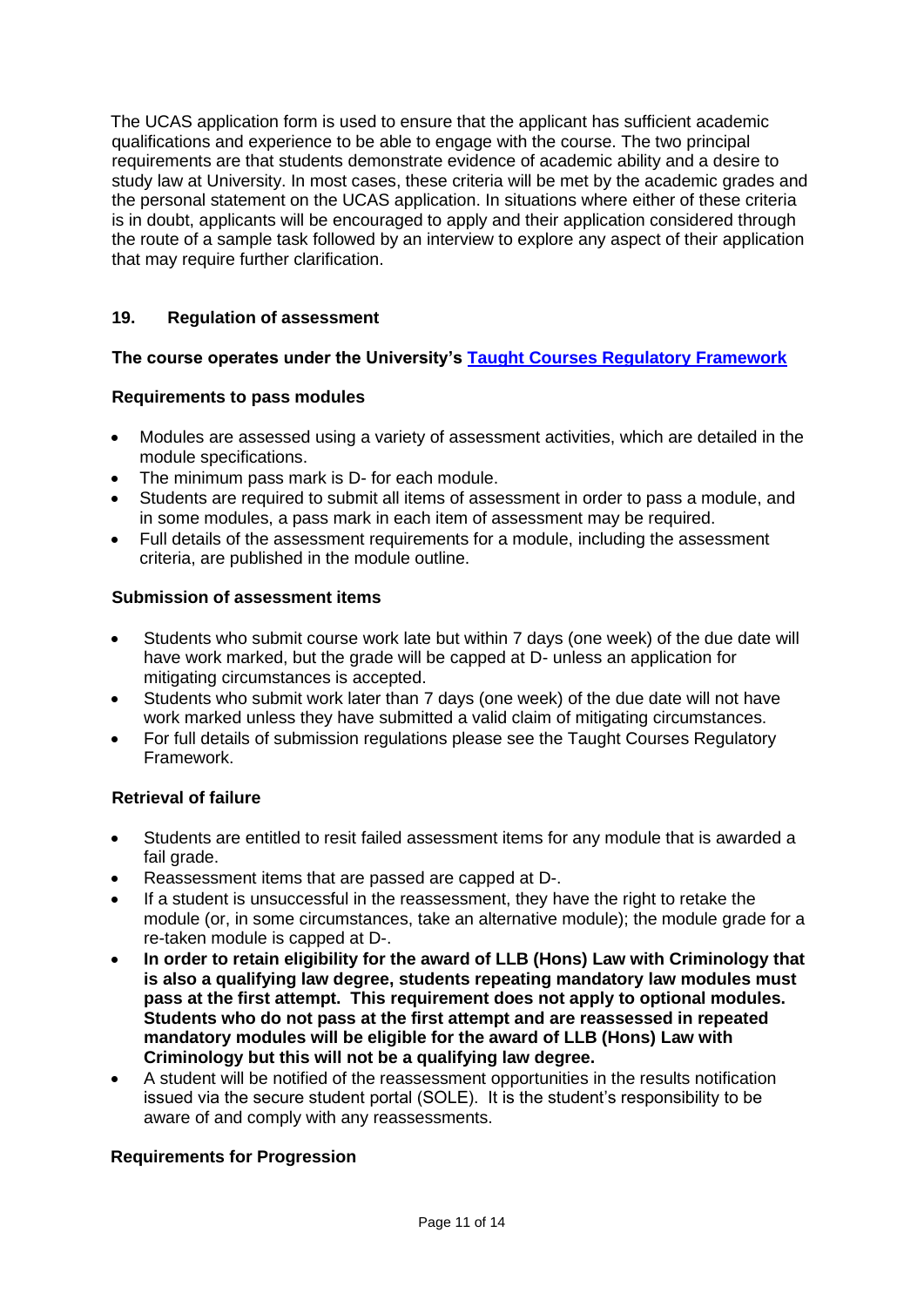The UCAS application form is used to ensure that the applicant has sufficient academic qualifications and experience to be able to engage with the course. The two principal requirements are that students demonstrate evidence of academic ability and a desire to study law at University. In most cases, these criteria will be met by the academic grades and the personal statement on the UCAS application. In situations where either of these criteria is in doubt, applicants will be encouraged to apply and their application considered through the route of a sample task followed by an interview to explore any aspect of their application that may require further clarification.

## 19. Regulation of assessment

**The course operates under the University's [Taught Courses Regulatory Framework]()**

### Requirements to pass modules

- Modules are assessed using a variety of assessment activities, which are detailed in the module specifications.
- The minimum pass mark is D- for each module.
- Students are required to submit all items of assessment in order to pass a module, and in some modules, a pass mark in each item of assessment may be required.
- Full details of the assessment requirements for a module, including the assessment criteria, are published in the module outline.

### Submission of assessment items

- Students who submit course work late but within 7 days (one week) of the due date will have work marked, but the grade will be capped at D- unless an application for mitigating circumstances is accepted.
- Students who submit work later than 7 days (one week) of the due date will not have work marked unless they have submitted a valid claim of mitigating circumstances.
- For full details of submission regulations please see the Taught Courses Regulatory Framework.

### Retrieval of failure

- Students are entitled to resit failed assessment items for any module that is awarded a fail grade.
- Reassessment items that are passed are capped at D-.
- If a student is unsuccessful in the reassessment, they have the right to retake the module (or, in some circumstances, take an alternative module); the module grade for a re-taken module is capped at D-.
- **In order to retain eligibility for the award of LLB (Hons) Law with Criminology that is also a qualifying law degree, students repeating mandatory law modules must pass at the first attempt. This requirement does not apply to optional modules. Students who do not pass at the first attempt and are reassessed in repeated mandatory modules will be eligible for the award of LLB (Hons) Law with Criminology but this will not be a qualifying law degree.**
- A student will be notified of the reassessment opportunities in the results notification issued via the secure student portal (SOLE). It is the student's responsibility to be aware of and comply with any reassessments.

### Requirements for Progression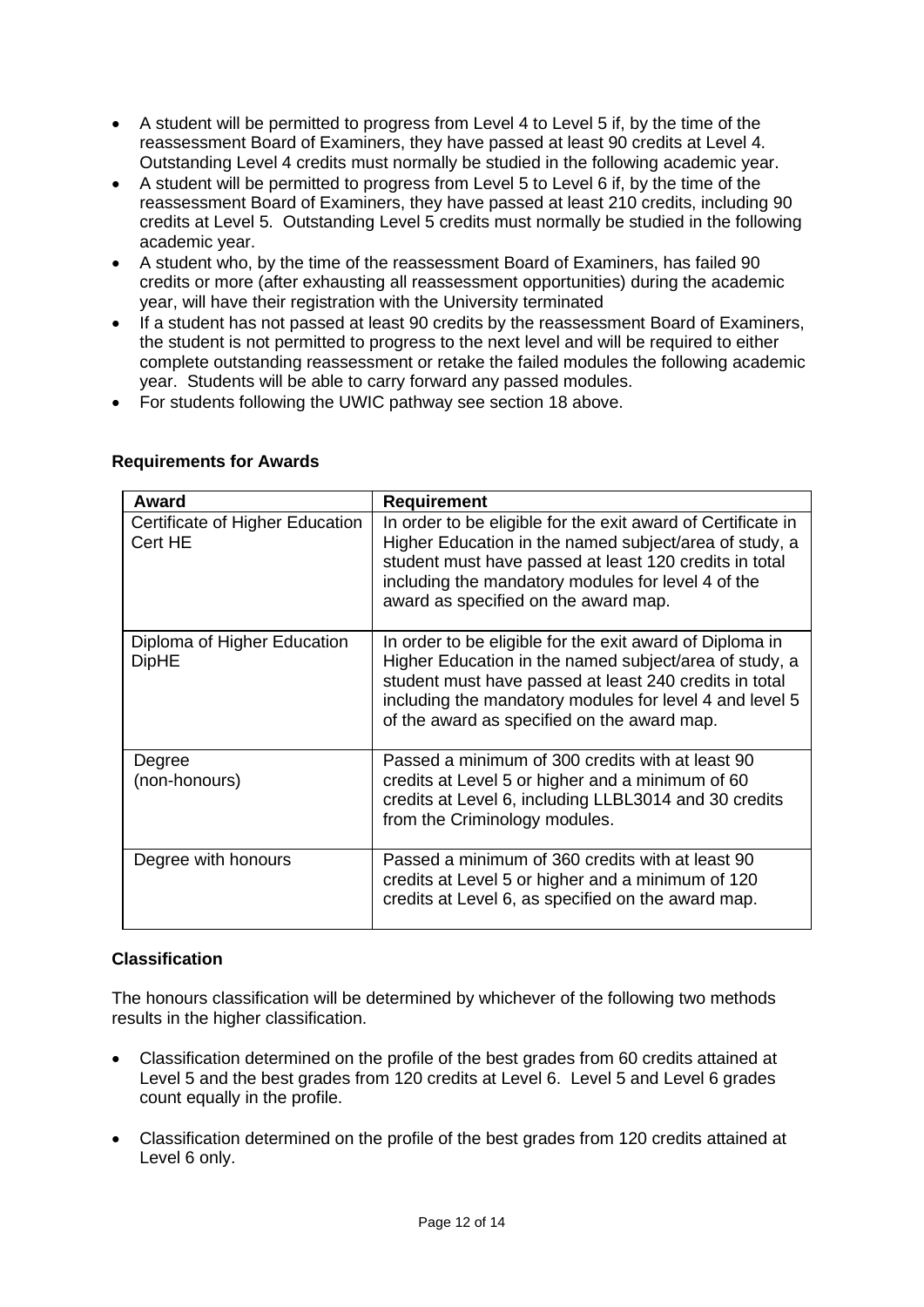- A student will be permitted to progress from Level 4 to Level 5 if, by the time of the reassessment Board of Examiners, they have passed at least 90 credits at Level 4. Outstanding Level 4 credits must normally be studied in the following academic year.
- A student will be permitted to progress from Level 5 to Level 6 if, by the time of the reassessment Board of Examiners, they have passed at least 210 credits, including 90 credits at Level 5. Outstanding Level 5 credits must normally be studied in the following academic year.
- A student who, by the time of the reassessment Board of Examiners, has failed 90 credits or more (after exhausting all reassessment opportunities) during the academic year, will have their registration with the University terminated
- If a student has not passed at least 90 credits by the reassessment Board of Examiners, the student is not permitted to progress to the next level and will be required to either complete outstanding reassessment or retake the failed modules the following academic year. Students will be able to carry forward any passed modules.
- For students following the UWIC pathway see section 18 above.

**Requirements for Awards**

| Award | Requirement |
|---|---|
| Certificate of Higher Education Cert HE | In order to be eligible for the exit award of Certificate in Higher Education in the named subject/area of study, a student must have passed at least 120 credits in total including the mandatory modules for level 4 of the award as specified on the award map. |
| Diploma of Higher Education DipHE | In order to be eligible for the exit award of Diploma in Higher Education in the named subject/area of study, a student must have passed at least 240 credits in total including the mandatory modules for level 4 and level 5 of the award as specified on the award map. |
| Degree (non-honours) | Passed a minimum of 300 credits with at least 90 credits at Level 5 or higher and a minimum of 60 credits at Level 6, including LLBL3014 and 30 credits from the Criminology modules. |
| Degree with honours | Passed a minimum of 360 credits with at least 90 credits at Level 5 or higher and a minimum of 120 credits at Level 6, as specified on the award map. |

**Classification**

The honours classification will be determined by whichever of the following two methods results in the higher classification.

- Classification determined on the profile of the best grades from 60 credits attained at Level 5 and the best grades from 120 credits at Level 6. Level 5 and Level 6 grades count equally in the profile.
- Classification determined on the profile of the best grades from 120 credits attained at Level 6 only.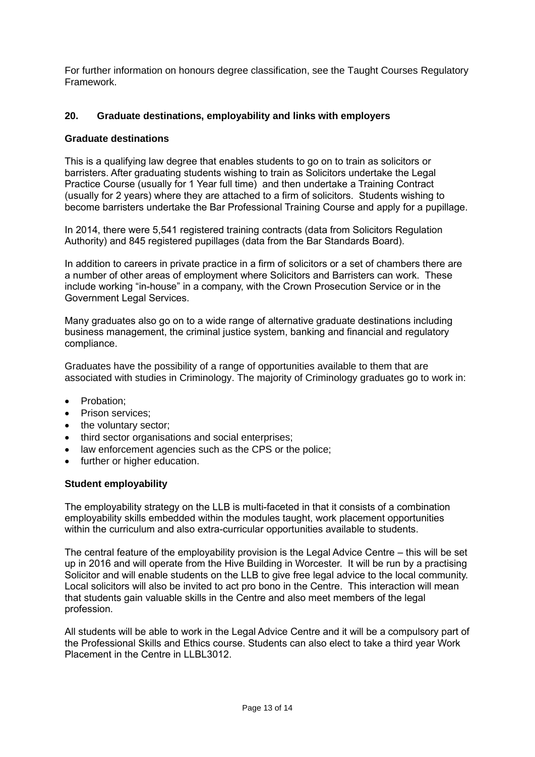For further information on honours degree classification, see the Taught Courses Regulatory Framework.

## 20. Graduate destinations, employability and links with employers

### Graduate destinations

This is a qualifying law degree that enables students to go on to train as solicitors or barristers. After graduating students wishing to train as Solicitors undertake the Legal Practice Course (usually for 1 Year full time) and then undertake a Training Contract (usually for 2 years) where they are attached to a firm of solicitors. Students wishing to become barristers undertake the Bar Professional Training Course and apply for a pupillage.

In 2014, there were 5,541 registered training contracts (data from Solicitors Regulation Authority) and 845 registered pupillages (data from the Bar Standards Board).

In addition to careers in private practice in a firm of solicitors or a set of chambers there are a number of other areas of employment where Solicitors and Barristers can work. These include working "in-house" in a company, with the Crown Prosecution Service or in the Government Legal Services.

Many graduates also go on to a wide range of alternative graduate destinations including business management, the criminal justice system, banking and financial and regulatory compliance.

Graduates have the possibility of a range of opportunities available to them that are associated with studies in Criminology. The majority of Criminology graduates go to work in:

- Probation;
- Prison services;
- the voluntary sector;
- third sector organisations and social enterprises;
- law enforcement agencies such as the CPS or the police;
- further or higher education.

### Student employability

The employability strategy on the LLB is multi-faceted in that it consists of a combination employability skills embedded within the modules taught, work placement opportunities within the curriculum and also extra-curricular opportunities available to students.

The central feature of the employability provision is the Legal Advice Centre – this will be set up in 2016 and will operate from the Hive Building in Worcester. It will be run by a practising Solicitor and will enable students on the LLB to give free legal advice to the local community. Local solicitors will also be invited to act pro bono in the Centre. This interaction will mean that students gain valuable skills in the Centre and also meet members of the legal profession.

All students will be able to work in the Legal Advice Centre and it will be a compulsory part of the Professional Skills and Ethics course. Students can also elect to take a third year Work Placement in the Centre in LLBL3012.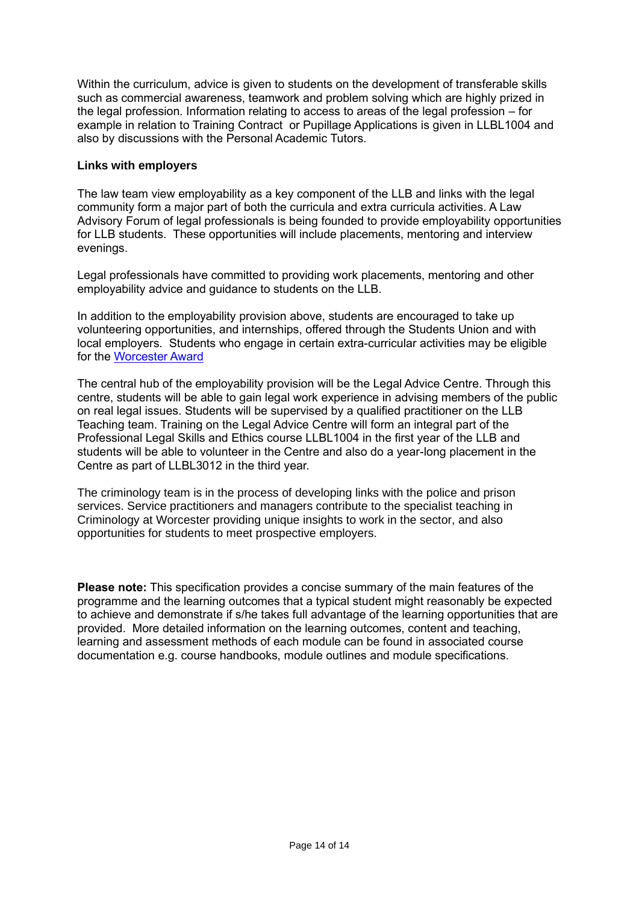Within the curriculum, advice is given to students on the development of transferable skills such as commercial awareness, teamwork and problem solving which are highly prized in the legal profession. Information relating to access to areas of the legal profession – for example in relation to Training Contract or Pupillage Applications is given in LLBL1004 and also by discussions with the Personal Academic Tutors.

**Links with employers**

The law team view employability as a key component of the LLB and links with the legal community form a major part of both the curricula and extra curricula activities. A Law Advisory Forum of legal professionals is being founded to provide employability opportunities for LLB students. These opportunities will include placements, mentoring and interview evenings.

Legal professionals have committed to providing work placements, mentoring and other employability advice and guidance to students on the LLB.

In addition to the employability provision above, students are encouraged to take up volunteering opportunities, and internships, offered through the Students Union and with local employers. Students who engage in certain extra-curricular activities may be eligible for the Worcester Award

The central hub of the employability provision will be the Legal Advice Centre. Through this centre, students will be able to gain legal work experience in advising members of the public on real legal issues. Students will be supervised by a qualified practitioner on the LLB Teaching team. Training on the Legal Advice Centre will form an integral part of the Professional Legal Skills and Ethics course LLBL1004 in the first year of the LLB and students will be able to volunteer in the Centre and also do a year-long placement in the Centre as part of LLBL3012 in the third year.

The criminology team is in the process of developing links with the police and prison services. Service practitioners and managers contribute to the specialist teaching in Criminology at Worcester providing unique insights to work in the sector, and also opportunities for students to meet prospective employers.

**Please note:** This specification provides a concise summary of the main features of the programme and the learning outcomes that a typical student might reasonably be expected to achieve and demonstrate if s/he takes full advantage of the learning opportunities that are provided. More detailed information on the learning outcomes, content and teaching, learning and assessment methods of each module can be found in associated course documentation e.g. course handbooks, module outlines and module specifications.